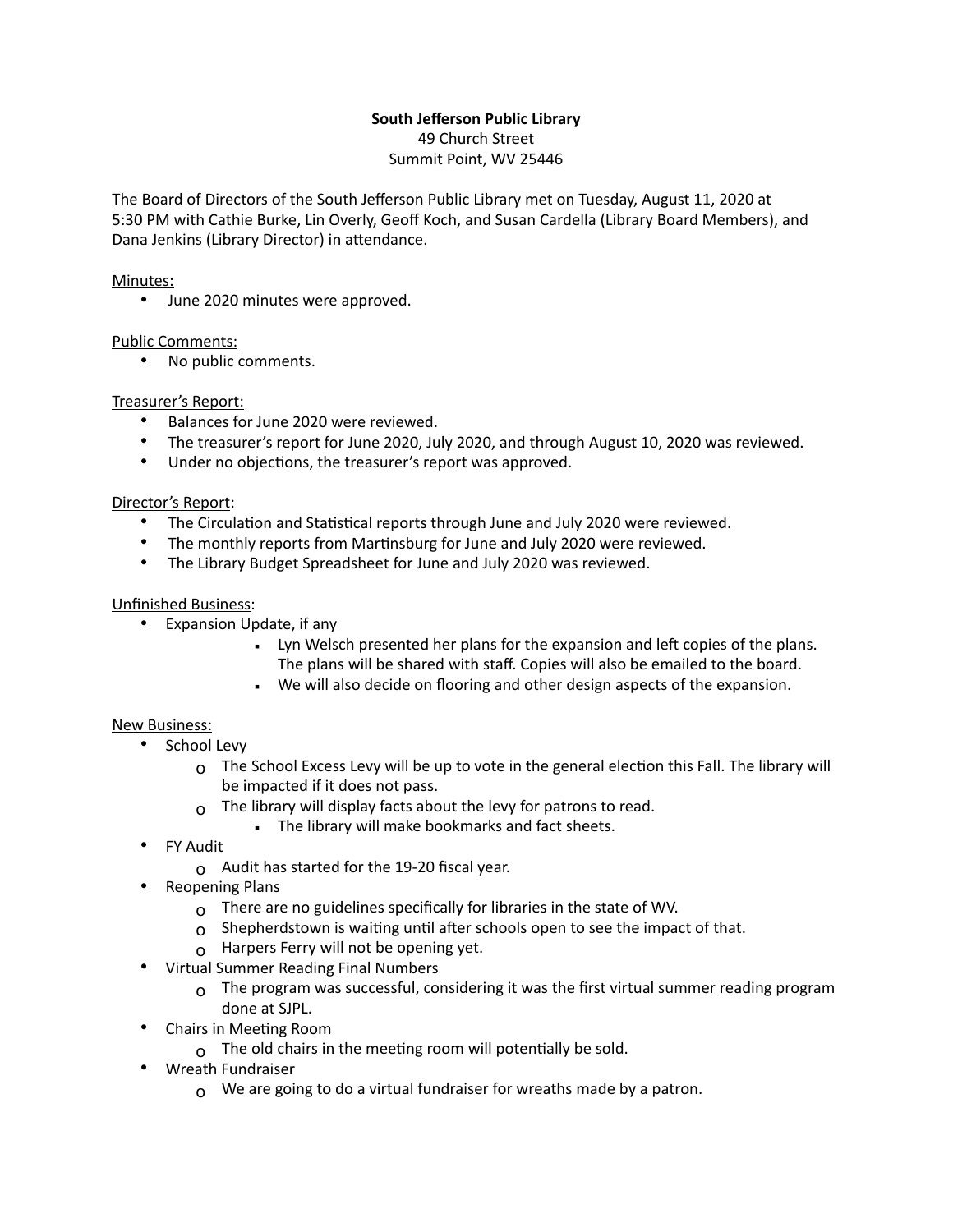**South Jefferson Public Library**
49 Church Street
Summit Point, WV 25446

The Board of Directors of the South Jefferson Public Library met on Tuesday, August 11, 2020 at 5:30 PM with Cathie Burke, Lin Overly, Geoff Koch, and Susan Cardella (Library Board Members), and Dana Jenkins (Library Director) in attendance.

Minutes:

- June 2020 minutes were approved.

Public Comments:

- No public comments.

Treasurer's Report:

- Balances for June 2020 were reviewed.
- The treasurer's report for June 2020, July 2020, and through August 10, 2020 was reviewed.
- Under no objections, the treasurer's report was approved.

Director's Report:

- The Circulation and Statistical reports through June and July 2020 were reviewed.
- The monthly reports from Martinsburg for June and July 2020 were reviewed.
- The Library Budget Spreadsheet for June and July 2020 was reviewed.

Unfinished Business:

- Expansion Update, if any
  - Lyn Welsch presented her plans for the expansion and left copies of the plans. The plans will be shared with staff. Copies will also be emailed to the board.
  - We will also decide on flooring and other design aspects of the expansion.

New Business:

- School Levy
  - The School Excess Levy will be up to vote in the general election this Fall. The library will be impacted if it does not pass.
  - The library will display facts about the levy for patrons to read.
    - The library will make bookmarks and fact sheets.
- FY Audit
  - Audit has started for the 19-20 fiscal year.
- Reopening Plans
  - There are no guidelines specifically for libraries in the state of WV.
  - Shepherdstown is waiting until after schools open to see the impact of that.
  - Harpers Ferry will not be opening yet.
- Virtual Summer Reading Final Numbers
  - The program was successful, considering it was the first virtual summer reading program done at SJPL.
- Chairs in Meeting Room
  - The old chairs in the meeting room will potentially be sold.
- Wreath Fundraiser
  - We are going to do a virtual fundraiser for wreaths made by a patron.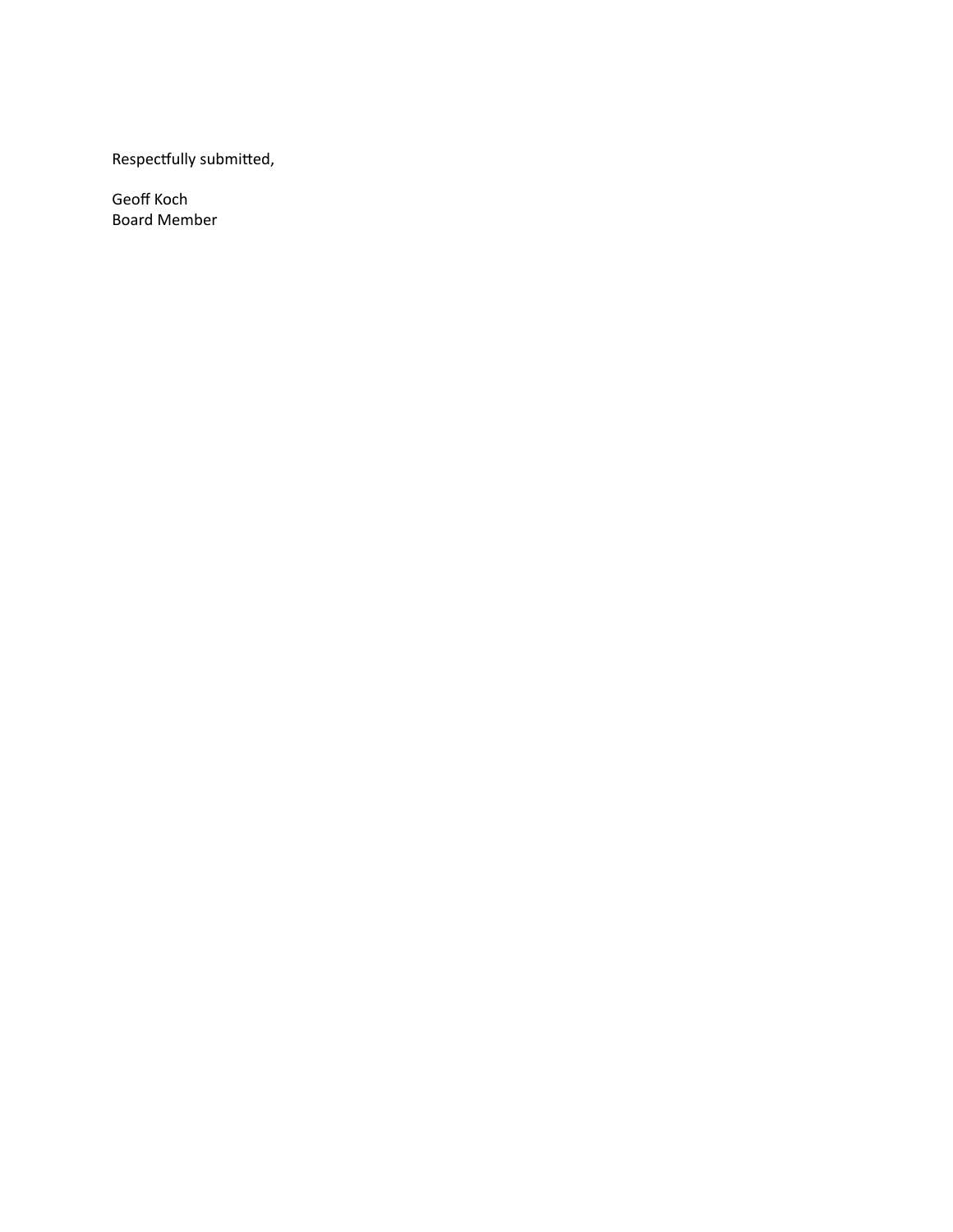Respectfully submitted,

Geoff Koch
Board Member